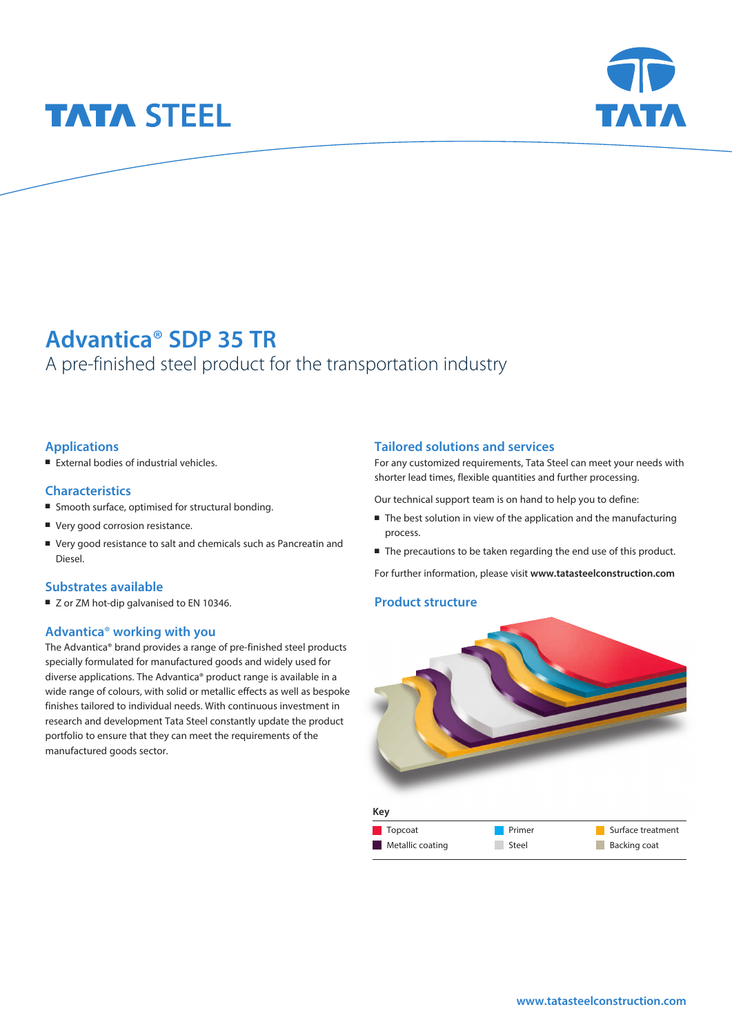# Advantica® SDP 35 TR

A pre-finished steel product for the transportation industry

## Applications

- External bodies of industrial vehicles.

## Characteristics

- Smooth surface, optimised for structural bonding.
- Very good corrosion resistance.
- Very good resistance to salt and chemicals such as Pancreatin and Diesel.

## Substrates available

- Z or ZM hot-dip galvanised to EN 10346.

## Advantica® working with you

The Advantica® brand provides a range of pre-finished steel products specially formulated for manufactured goods and widely used for diverse applications. The Advantica® product range is available in a wide range of colours, with solid or metallic effects as well as bespoke finishes tailored to individual needs. With continuous investment in research and development Tata Steel constantly update the product portfolio to ensure that they can meet the requirements of the manufactured goods sector.

## Tailored solutions and services

For any customized requirements, Tata Steel can meet your needs with shorter lead times, flexible quantities and further processing.

Our technical support team is on hand to help you to define:

- The best solution in view of the application and the manufacturing process.
- The precautions to be taken regarding the end use of this product.

For further information, please visit **www.tatasteelconstruction.com**

## Product structure

**Key**

| Topcoat | Primer | Surface treatment |
|---|---|---|
| Metallic coating | Steel | Backing coat |

**www.tatasteelconstruction.com**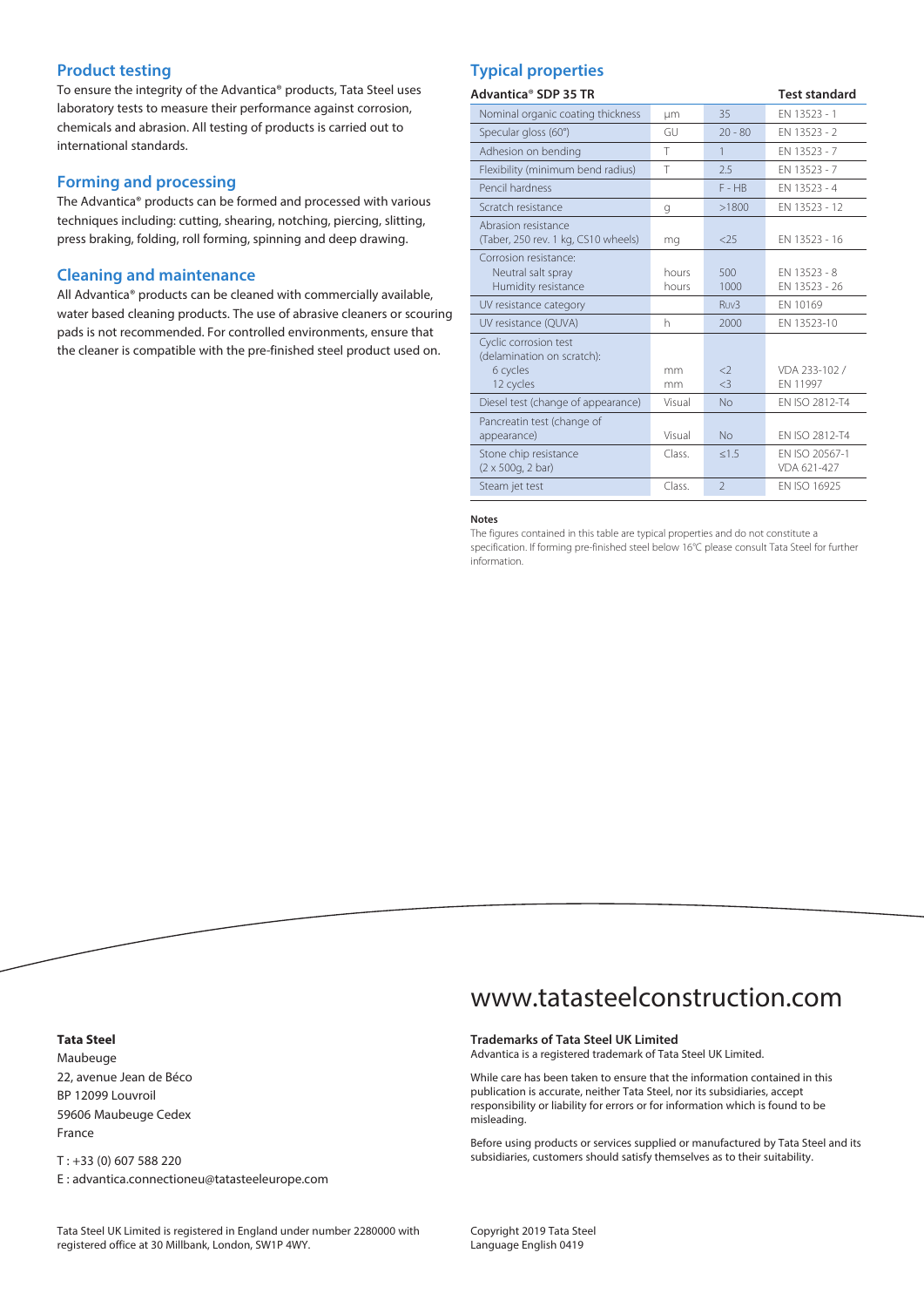## Product testing

To ensure the integrity of the Advantica® products, Tata Steel uses laboratory tests to measure their performance against corrosion, chemicals and abrasion. All testing of products is carried out to international standards.

## Forming and processing

The Advantica® products can be formed and processed with various techniques including: cutting, shearing, notching, piercing, slitting, press braking, folding, roll forming, spinning and deep drawing.

## Cleaning and maintenance

All Advantica® products can be cleaned with commercially available, water based cleaning products. The use of abrasive cleaners or scouring pads is not recommended. For controlled environments, ensure that the cleaner is compatible with the pre-finished steel product used on.

## Typical properties

| Advantica® SDP 35 TR | | | Test standard |
|---|---|---|---|
| Nominal organic coating thickness | µm | 35 | EN 13523 - 1 |
| Specular gloss (60°) | GU | 20 - 80 | EN 13523 - 2 |
| Adhesion on bending | T | 1 | EN 13523 - 7 |
| Flexibility (minimum bend radius) | T | 2.5 | EN 13523 - 7 |
| Pencil hardness | | F - HB | EN 13523 - 4 |
| Scratch resistance | g | >1800 | EN 13523 - 12 |
| Abrasion resistance (Taber, 250 rev. 1 kg, CS10 wheels) | mg | <25 | EN 13523 - 16 |
| Corrosion resistance: Neutral salt spray | hours | 500 | EN 13523 - 8 |
| Corrosion resistance: Humidity resistance | hours | 1000 | EN 13523 - 26 |
| UV resistance category | | RUV3 | EN 10169 |
| UV resistance (QUVA) | h | 2000 | EN 13523-10 |
| Cyclic corrosion test (delamination on scratch): 6 cycles | mm | <2 | VDA 233-102 / |
| Cyclic corrosion test (delamination on scratch): 12 cycles | mm | <3 | EN 11997 |
| Diesel test (change of appearance) | Visual | No | EN ISO 2812-T4 |
| Pancreatin test (change of appearance) | Visual | No | EN ISO 2812-T4 |
| Stone chip resistance (2 x 500g, 2 bar) | Class. | ≤1.5 | EN ISO 20567-1 VDA 621-427 |
| Steam jet test | Class. | 2 | EN ISO 16925 |

**Notes**

The figures contained in this table are typical properties and do not constitute a specification. If forming pre-finished steel below 16°C please consult Tata Steel for further information.

**Tata Steel**
Maubeuge
22, avenue Jean de Béco
BP 12099 Louvroil
59606 Maubeuge Cedex
France

T : +33 (0) 607 588 220
E : advantica.connectioneu@tatasteeleurope.com

# www.tatasteelconstruction.com

**Trademarks of Tata Steel UK Limited**
Advantica is a registered trademark of Tata Steel UK Limited.

While care has been taken to ensure that the information contained in this publication is accurate, neither Tata Steel, nor its subsidiaries, accept responsibility or liability for errors or for information which is found to be misleading.

Before using products or services supplied or manufactured by Tata Steel and its subsidiaries, customers should satisfy themselves as to their suitability.

Tata Steel UK Limited is registered in England under number 2280000 with registered office at 30 Millbank, London, SW1P 4WY.

Copyright 2019 Tata Steel
Language English 0419